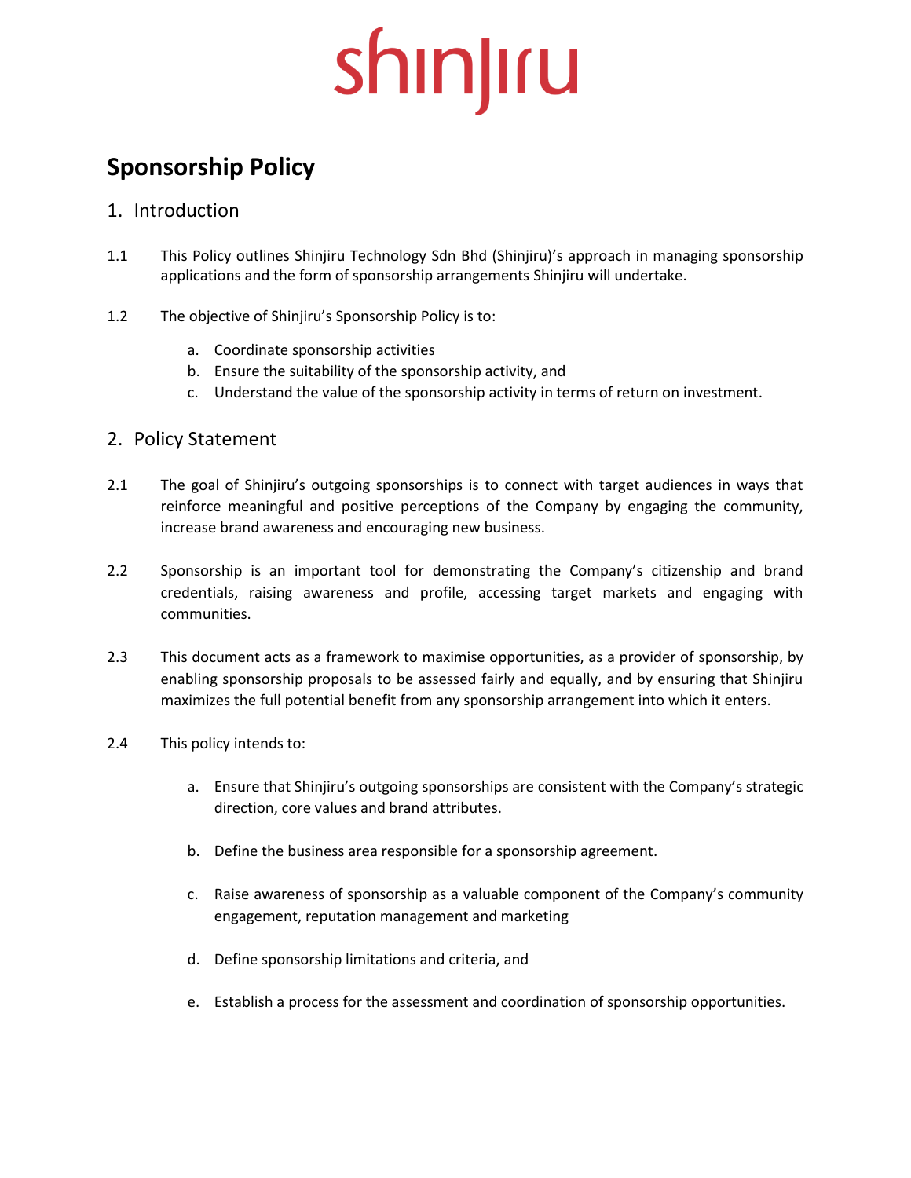shinjiru

# Sponsorship Policy

## 1. Introduction

1.1 This Policy outlines Shinjiru Technology Sdn Bhd (Shinjiru)'s approach in managing sponsorship applications and the form of sponsorship arrangements Shinjiru will undertake.

1.2 The objective of Shinjiru's Sponsorship Policy is to:

a. Coordinate sponsorship activities
b. Ensure the suitability of the sponsorship activity, and
c. Understand the value of the sponsorship activity in terms of return on investment.

## 2. Policy Statement

2.1 The goal of Shinjiru's outgoing sponsorships is to connect with target audiences in ways that reinforce meaningful and positive perceptions of the Company by engaging the community, increase brand awareness and encouraging new business.

2.2 Sponsorship is an important tool for demonstrating the Company's citizenship and brand credentials, raising awareness and profile, accessing target markets and engaging with communities.

2.3 This document acts as a framework to maximise opportunities, as a provider of sponsorship, by enabling sponsorship proposals to be assessed fairly and equally, and by ensuring that Shinjiru maximizes the full potential benefit from any sponsorship arrangement into which it enters.

2.4 This policy intends to:

a. Ensure that Shinjiru's outgoing sponsorships are consistent with the Company's strategic direction, core values and brand attributes.

b. Define the business area responsible for a sponsorship agreement.

c. Raise awareness of sponsorship as a valuable component of the Company's community engagement, reputation management and marketing

d. Define sponsorship limitations and criteria, and

e. Establish a process for the assessment and coordination of sponsorship opportunities.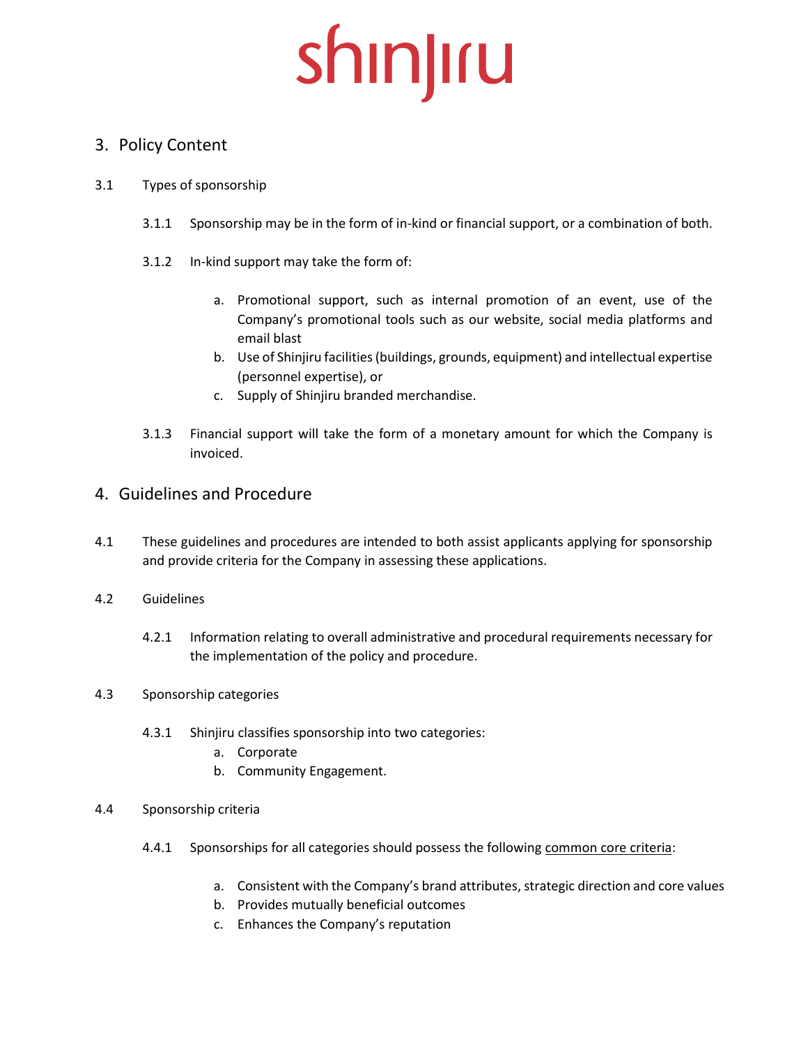## 3. Policy Content

3.1 Types of sponsorship

3.1.1 Sponsorship may be in the form of in-kind or financial support, or a combination of both.

3.1.2 In-kind support may take the form of:

a. Promotional support, such as internal promotion of an event, use of the Company's promotional tools such as our website, social media platforms and email blast
b. Use of Shinjiru facilities (buildings, grounds, equipment) and intellectual expertise (personnel expertise), or
c. Supply of Shinjiru branded merchandise.

3.1.3 Financial support will take the form of a monetary amount for which the Company is invoiced.

## 4. Guidelines and Procedure

4.1 These guidelines and procedures are intended to both assist applicants applying for sponsorship and provide criteria for the Company in assessing these applications.

4.2 Guidelines

4.2.1 Information relating to overall administrative and procedural requirements necessary for the implementation of the policy and procedure.

4.3 Sponsorship categories

4.3.1 Shinjiru classifies sponsorship into two categories:

a. Corporate
b. Community Engagement.

4.4 Sponsorship criteria

4.4.1 Sponsorships for all categories should possess the following <u>common core criteria</u>:

a. Consistent with the Company's brand attributes, strategic direction and core values
b. Provides mutually beneficial outcomes
c. Enhances the Company's reputation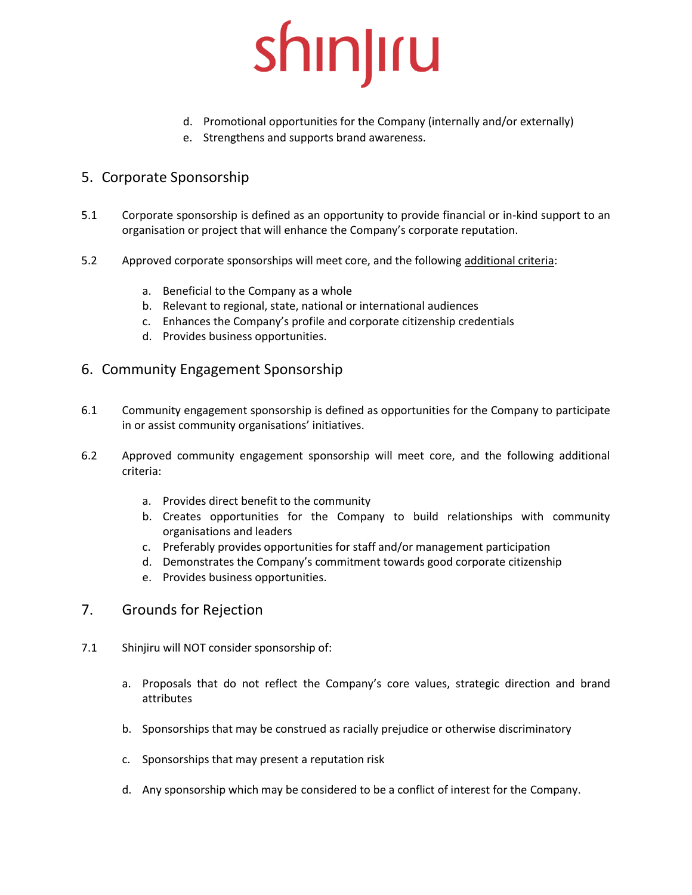d. Promotional opportunities for the Company (internally and/or externally)
e. Strengthens and supports brand awareness.

## 5. Corporate Sponsorship

5.1 Corporate sponsorship is defined as an opportunity to provide financial or in-kind support to an organisation or project that will enhance the Company's corporate reputation.

5.2 Approved corporate sponsorships will meet core, and the following additional criteria:

a. Beneficial to the Company as a whole
b. Relevant to regional, state, national or international audiences
c. Enhances the Company's profile and corporate citizenship credentials
d. Provides business opportunities.

## 6. Community Engagement Sponsorship

6.1 Community engagement sponsorship is defined as opportunities for the Company to participate in or assist community organisations' initiatives.

6.2 Approved community engagement sponsorship will meet core, and the following additional criteria:

a. Provides direct benefit to the community
b. Creates opportunities for the Company to build relationships with community organisations and leaders
c. Preferably provides opportunities for staff and/or management participation
d. Demonstrates the Company's commitment towards good corporate citizenship
e. Provides business opportunities.

## 7. Grounds for Rejection

7.1 Shinjiru will NOT consider sponsorship of:

a. Proposals that do not reflect the Company's core values, strategic direction and brand attributes

b. Sponsorships that may be construed as racially prejudice or otherwise discriminatory

c. Sponsorships that may present a reputation risk

d. Any sponsorship which may be considered to be a conflict of interest for the Company.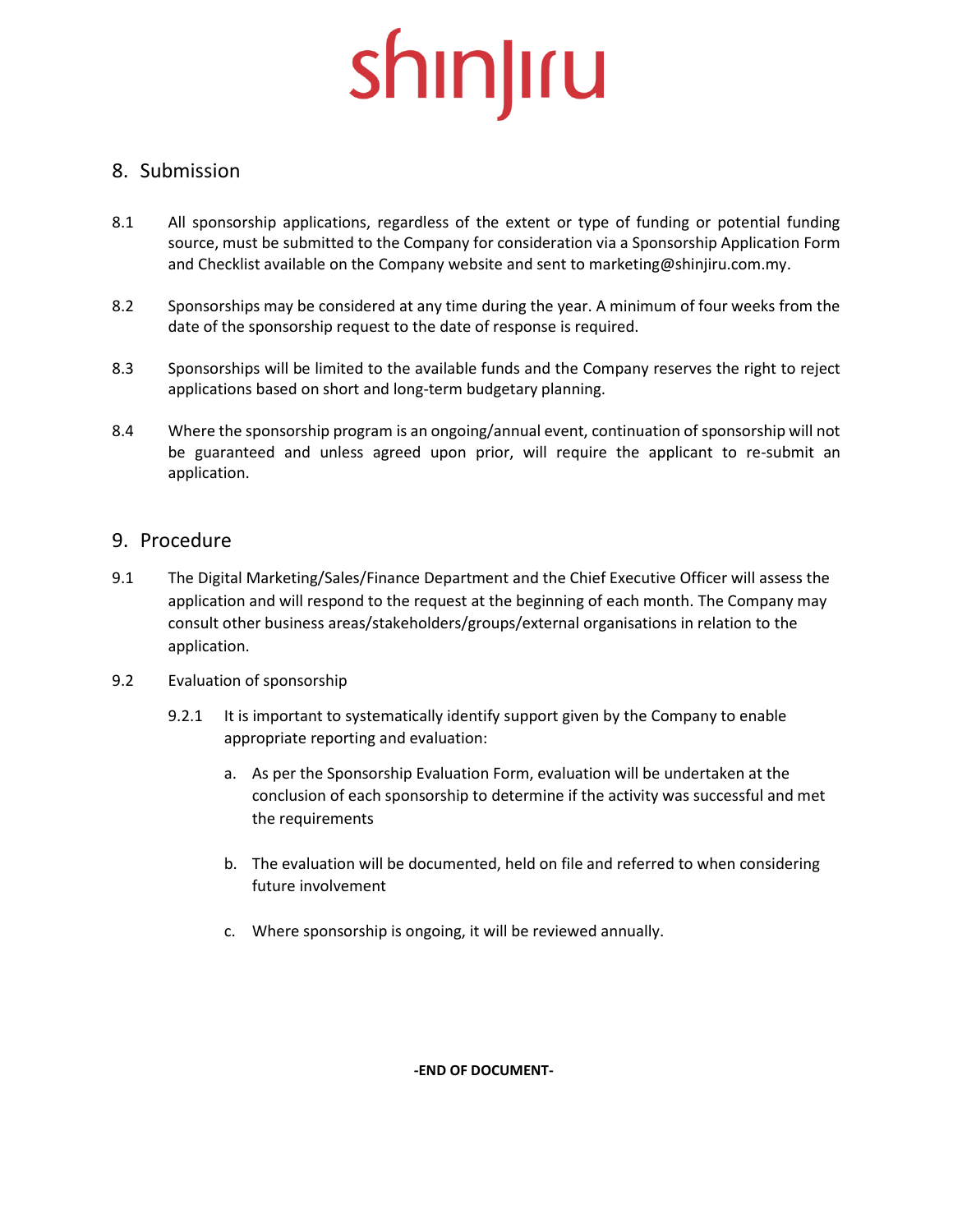## 8. Submission

8.1 All sponsorship applications, regardless of the extent or type of funding or potential funding source, must be submitted to the Company for consideration via a Sponsorship Application Form and Checklist available on the Company website and sent to marketing@shinjiru.com.my.

8.2 Sponsorships may be considered at any time during the year. A minimum of four weeks from the date of the sponsorship request to the date of response is required.

8.3 Sponsorships will be limited to the available funds and the Company reserves the right to reject applications based on short and long-term budgetary planning.

8.4 Where the sponsorship program is an ongoing/annual event, continuation of sponsorship will not be guaranteed and unless agreed upon prior, will require the applicant to re-submit an application.

## 9. Procedure

9.1 The Digital Marketing/Sales/Finance Department and the Chief Executive Officer will assess the application and will respond to the request at the beginning of each month. The Company may consult other business areas/stakeholders/groups/external organisations in relation to the application.

9.2 Evaluation of sponsorship

9.2.1 It is important to systematically identify support given by the Company to enable appropriate reporting and evaluation:

a. As per the Sponsorship Evaluation Form, evaluation will be undertaken at the conclusion of each sponsorship to determine if the activity was successful and met the requirements

b. The evaluation will be documented, held on file and referred to when considering future involvement

c. Where sponsorship is ongoing, it will be reviewed annually.

**-END OF DOCUMENT-**